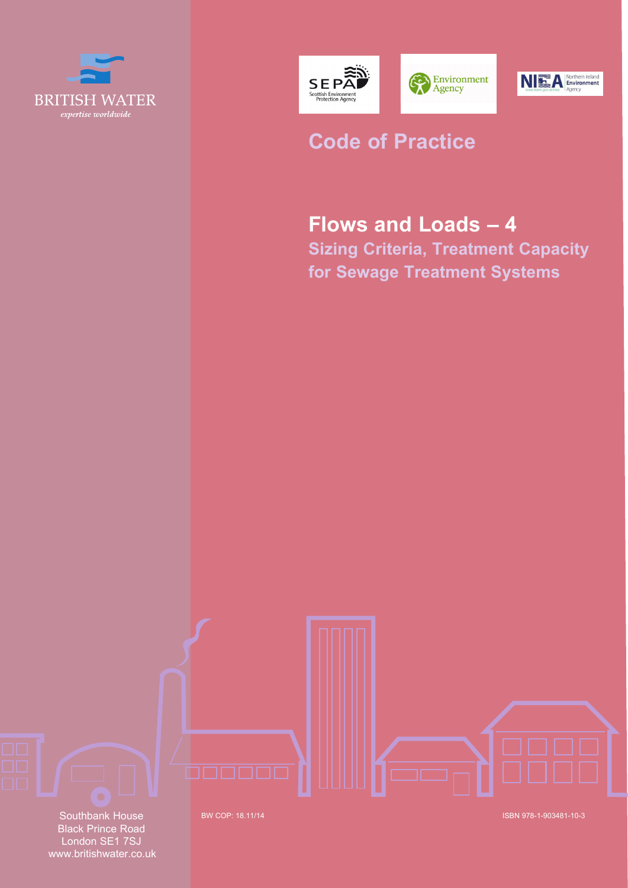BRITISH WATER

*expertise worldwide*

SEPA Scottish Environment Protection Agency

Environment Agency

NIEA Northern Ireland Environment Agency

# Code of Practice

## Flows and Loads – 4

### Sizing Criteria, Treatment Capacity for Sewage Treatment Systems

Southbank House
Black Prince Road
London SE1 7SJ
www.britishwater.co.uk

BW COP: 18.11/14

ISBN 978-1-903481-10-3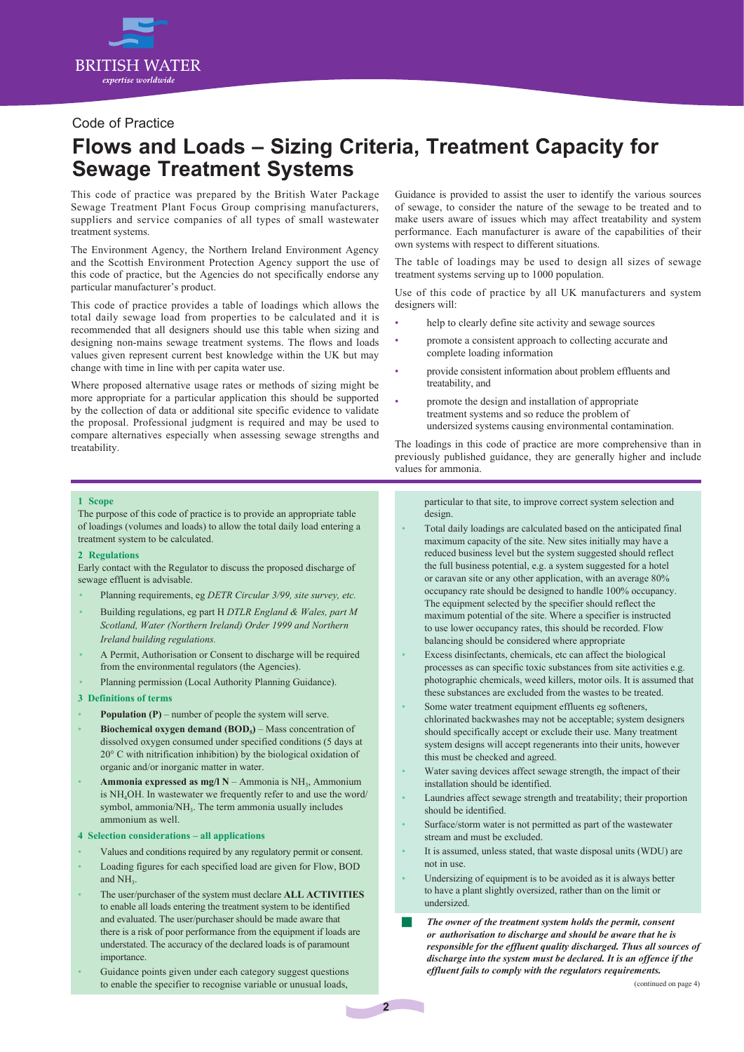Code of Practice

# Flows and Loads – Sizing Criteria, Treatment Capacity for Sewage Treatment Systems

This code of practice was prepared by the British Water Package Sewage Treatment Plant Focus Group comprising manufacturers, suppliers and service companies of all types of small wastewater treatment systems.

The Environment Agency, the Northern Ireland Environment Agency and the Scottish Environment Protection Agency support the use of this code of practice, but the Agencies do not specifically endorse any particular manufacturer's product.

This code of practice provides a table of loadings which allows the total daily sewage load from properties to be calculated and it is recommended that all designers should use this table when sizing and designing non-mains sewage treatment systems. The flows and loads values given represent current best knowledge within the UK but may change with time in line with per capita water use.

Where proposed alternative usage rates or methods of sizing might be more appropriate for a particular application this should be supported by the collection of data or additional site specific evidence to validate the proposal. Professional judgment is required and may be used to compare alternatives especially when assessing sewage strengths and treatability.

Guidance is provided to assist the user to identify the various sources of sewage, to consider the nature of the sewage to be treated and to make users aware of issues which may affect treatability and system performance. Each manufacturer is aware of the capabilities of their own systems with respect to different situations.

The table of loadings may be used to design all sizes of sewage treatment systems serving up to 1000 population.

Use of this code of practice by all UK manufacturers and system designers will:

- help to clearly define site activity and sewage sources
- promote a consistent approach to collecting accurate and complete loading information
- provide consistent information about problem effluents and treatability, and
- promote the design and installation of appropriate treatment systems and so reduce the problem of undersized systems causing environmental contamination.

The loadings in this code of practice are more comprehensive than in previously published guidance, they are generally higher and include values for ammonia.

## 1 Scope

The purpose of this code of practice is to provide an appropriate table of loadings (volumes and loads) to allow the total daily load entering a treatment system to be calculated.

## 2 Regulations

Early contact with the Regulator to discuss the proposed discharge of sewage effluent is advisable.

- Planning requirements, eg *DETR Circular 3/99, site survey, etc.*
- Building regulations, eg part H *DTLR England & Wales, part M Scotland, Water (Northern Ireland) Order 1999 and Northern Ireland building regulations.*
- A Permit, Authorisation or Consent to discharge will be required from the environmental regulators (the Agencies).
- Planning permission (Local Authority Planning Guidance).

## 3 Definitions of terms

- **Population (P)** – number of people the system will serve.
- **Biochemical oxygen demand ($BOD_5$)** – Mass concentration of dissolved oxygen consumed under specified conditions (5 days at 20° C with nitrification inhibition) by the biological oxidation of organic and/or inorganic matter in water.
- **Ammonia expressed as mg/l N** – Ammonia is $NH_3$, Ammonium is $NH_4OH$. In wastewater we frequently refer to and use the word/symbol, ammonia/$NH_3$. The term ammonia usually includes ammonium as well.

## 4 Selection considerations – all applications

- Values and conditions required by any regulatory permit or consent.
- Loading figures for each specified load are given for Flow, BOD and $NH_3$.
- The user/purchaser of the system must declare **ALL ACTIVITIES** to enable all loads entering the treatment system to be identified and evaluated. The user/purchaser should be made aware that there is a risk of poor performance from the equipment if loads are understated. The accuracy of the declared loads is of paramount importance.
- Guidance points given under each category suggest questions to enable the specifier to recognise variable or unusual loads, particular to that site, to improve correct system selection and design.
- Total daily loadings are calculated based on the anticipated final maximum capacity of the site. New sites initially may have a reduced business level but the system suggested should reflect the full business potential, e.g. a system suggested for a hotel or caravan site or any other application, with an average 80% occupancy rate should be designed to handle 100% occupancy. The equipment selected by the specifier should reflect the maximum potential of the site. Where a specifier is instructed to use lower occupancy rates, this should be recorded. Flow balancing should be considered where appropriate
- Excess disinfectants, chemicals, etc can affect the biological processes as can specific toxic substances from site activities e.g. photographic chemicals, weed killers, motor oils. It is assumed that these substances are excluded from the wastes to be treated.
- Some water treatment equipment effluents eg softeners, chlorinated backwashes may not be acceptable; system designers should specifically accept or exclude their use. Many treatment system designs will accept regenerants into their units, however this must be checked and agreed.
- Water saving devices affect sewage strength, the impact of their installation should be identified.
- Laundries affect sewage strength and treatability; their proportion should be identified.
- Surface/storm water is not permitted as part of the wastewater stream and must be excluded.
- It is assumed, unless stated, that waste disposal units (WDU) are not in use.
- Undersizing of equipment is to be avoided as it is always better to have a plant slightly oversized, rather than on the limit or undersized.

***The owner of the treatment system holds the permit, consent or authorisation to discharge and should be aware that he is responsible for the effluent quality discharged. Thus all sources of discharge into the system must be declared. It is an offence if the effluent fails to comply with the regulators requirements.***

(continued on page 4)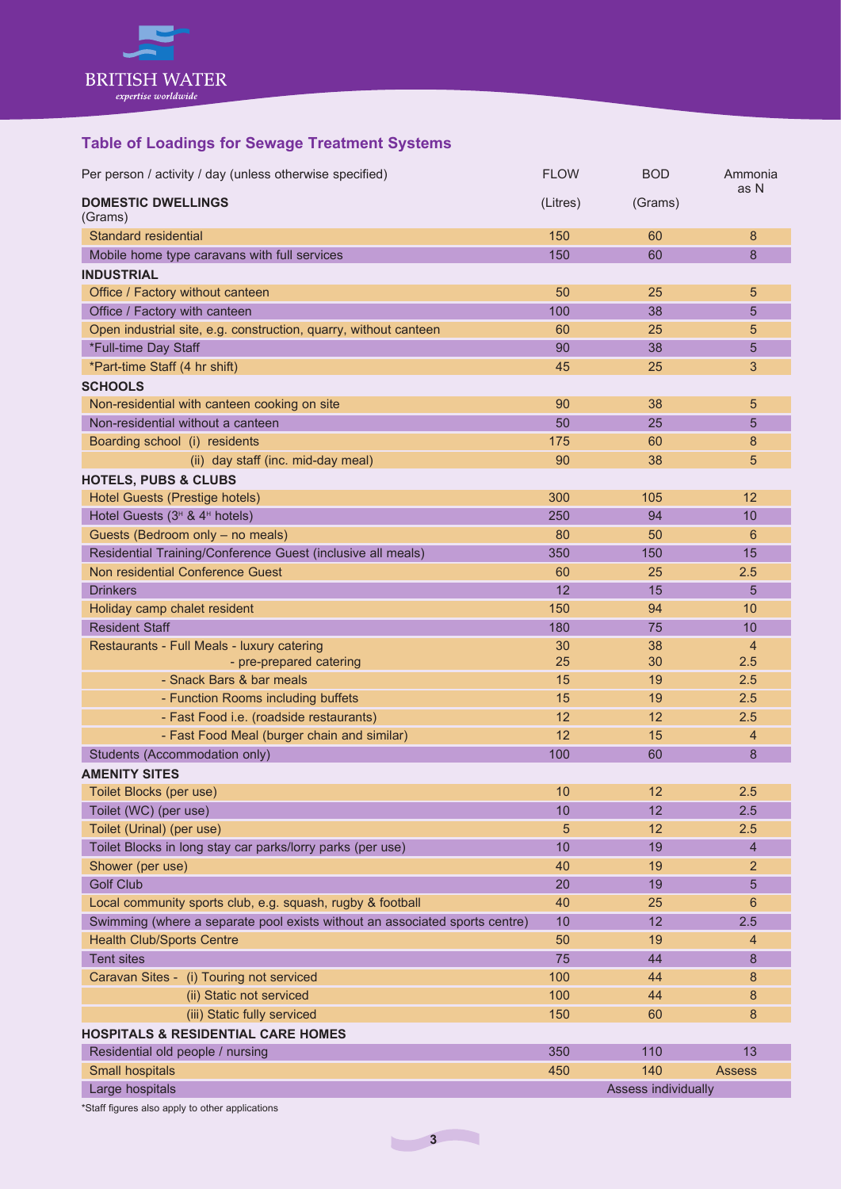## Table of Loadings for Sewage Treatment Systems

| Per person / activity / day (unless otherwise specified) | FLOW | BOD | Ammonia as N |
|---|---|---|---|
| **DOMESTIC DWELLINGS** | (Litres) | (Grams) | (Grams) |
| Standard residential | 150 | 60 | 8 |
| Mobile home type caravans with full services | 150 | 60 | 8 |
| **INDUSTRIAL** | | | |
| Office / Factory without canteen | 50 | 25 | 5 |
| Office / Factory with canteen | 100 | 38 | 5 |
| Open industrial site, e.g. construction, quarry, without canteen | 60 | 25 | 5 |
| *Full-time Day Staff | 90 | 38 | 5 |
| *Part-time Staff (4 hr shift) | 45 | 25 | 3 |
| **SCHOOLS** | | | |
| Non-residential with canteen cooking on site | 90 | 38 | 5 |
| Non-residential without a canteen | 50 | 25 | 5 |
| Boarding school (i) residents | 175 | 60 | 8 |
| (ii) day staff (inc. mid-day meal) | 90 | 38 | 5 |
| **HOTELS, PUBS & CLUBS** | | | |
| Hotel Guests (Prestige hotels) | 300 | 105 | 12 |
| Hotel Guests (3* & 4* hotels) | 250 | 94 | 10 |
| Guests (Bedroom only – no meals) | 80 | 50 | 6 |
| Residential Training/Conference Guest (inclusive all meals) | 350 | 150 | 15 |
| Non residential Conference Guest | 60 | 25 | 2.5 |
| Drinkers | 12 | 15 | 5 |
| Holiday camp chalet resident | 150 | 94 | 10 |
| Resident Staff | 180 | 75 | 10 |
| Restaurants - Full Meals - luxury catering | 30 | 38 | 4 |
| - pre-prepared catering | 25 | 30 | 2.5 |
| - Snack Bars & bar meals | 15 | 19 | 2.5 |
| - Function Rooms including buffets | 15 | 19 | 2.5 |
| - Fast Food i.e. (roadside restaurants) | 12 | 12 | 2.5 |
| - Fast Food Meal (burger chain and similar) | 12 | 15 | 4 |
| Students (Accommodation only) | 100 | 60 | 8 |
| **AMENITY SITES** | | | |
| Toilet Blocks (per use) | 10 | 12 | 2.5 |
| Toilet (WC) (per use) | 10 | 12 | 2.5 |
| Toilet (Urinal) (per use) | 5 | 12 | 2.5 |
| Toilet Blocks in long stay car parks/lorry parks (per use) | 10 | 19 | 4 |
| Shower (per use) | 40 | 19 | 2 |
| Golf Club | 20 | 19 | 5 |
| Local community sports club, e.g. squash, rugby & football | 40 | 25 | 6 |
| Swimming (where a separate pool exists without an associated sports centre) | 10 | 12 | 2.5 |
| Health Club/Sports Centre | 50 | 19 | 4 |
| Tent sites | 75 | 44 | 8 |
| Caravan Sites - (i) Touring not serviced | 100 | 44 | 8 |
| (ii) Static not serviced | 100 | 44 | 8 |
| (iii) Static fully serviced | 150 | 60 | 8 |
| **HOSPITALS & RESIDENTIAL CARE HOMES** | | | |
| Residential old people / nursing | 350 | 110 | 13 |
| Small hospitals | 450 | 140 | Assess |
| Large hospitals | Assess individually | | |

*Staff figures also apply to other applications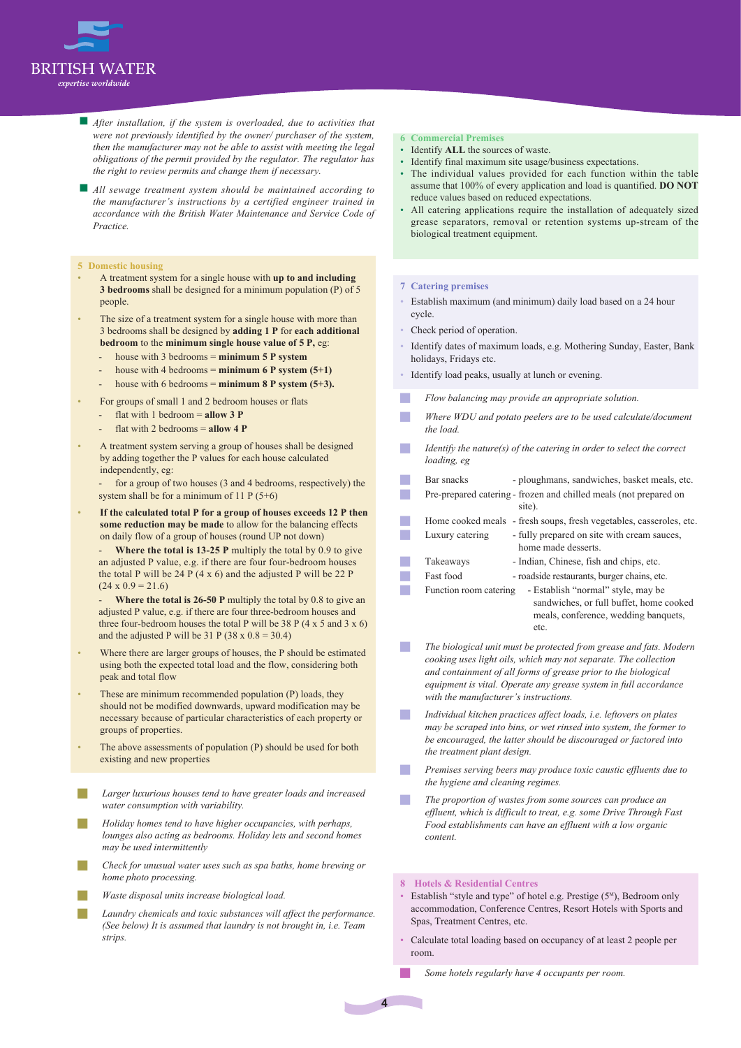- *After installation, if the system is overloaded, due to activities that were not previously identified by the owner/ purchaser of the system, then the manufacturer may not be able to assist with meeting the legal obligations of the permit provided by the regulator. The regulator has the right to review permits and change them if necessary.*
- *All sewage treatment system should be maintained according to the manufacturer's instructions by a certified engineer trained in accordance with the British Water Maintenance and Service Code of Practice.*

## 5 Domestic housing

- A treatment system for a single house with **up to and including 3 bedrooms** shall be designed for a minimum population (P) of 5 people.
- The size of a treatment system for a single house with more than 3 bedrooms shall be designed by **adding 1 P** for **each additional bedroom** to the **minimum single house value of 5 P,** eg:
  - house with 3 bedrooms = **minimum 5 P system**
  - house with 4 bedrooms = **minimum 6 P system (5+1)**
  - house with 6 bedrooms = **minimum 8 P system (5+3).**
- For groups of small 1 and 2 bedroom houses or flats
  - flat with 1 bedroom = **allow 3 P**
  - flat with 2 bedrooms = **allow 4 P**
- A treatment system serving a group of houses shall be designed by adding together the P values for each house calculated independently, eg:
  - for a group of two houses (3 and 4 bedrooms, respectively) the system shall be for a minimum of 11 P (5+6)
- **If the calculated total P for a group of houses exceeds 12 P then some reduction may be made** to allow for the balancing effects on daily flow of a group of houses (round UP not down)
  - **Where the total is 13-25 P** multiply the total by 0.9 to give an adjusted P value, e.g. if there are four four-bedroom houses the total P will be 24 P (4 x 6) and the adjusted P will be 22 P (24 x 0.9 = 21.6)
  - **Where the total is 26-50 P** multiply the total by 0.8 to give an adjusted P value, e.g. if there are four three-bedroom houses and three four-bedroom houses the total P will be 38 P (4 x 5 and 3 x 6) and the adjusted P will be 31 P (38 x 0.8 = 30.4)
- Where there are larger groups of houses, the P should be estimated using both the expected total load and the flow, considering both peak and total flow
- These are minimum recommended population (P) loads, they should not be modified downwards, upward modification may be necessary because of particular characteristics of each property or groups of properties.
- The above assessments of population (P) should be used for both existing and new properties

- *Larger luxurious houses tend to have greater loads and increased water consumption with variability.*
- *Holiday homes tend to have higher occupancies, with perhaps, lounges also acting as bedrooms. Holiday lets and second homes may be used intermittently*
- *Check for unusual water uses such as spa baths, home brewing or home photo processing.*
- *Waste disposal units increase biological load.*
- *Laundry chemicals and toxic substances will affect the performance. (See below) It is assumed that laundry is not brought in, i.e. Team strips.*

## 6 Commercial Premises

- Identify **ALL** the sources of waste.
- Identify final maximum site usage/business expectations.
- The individual values provided for each function within the table assume that 100% of every application and load is quantified. **DO NOT** reduce values based on reduced expectations.
- All catering applications require the installation of adequately sized grease separators, removal or retention systems up-stream of the biological treatment equipment.

## 7 Catering premises

- Establish maximum (and minimum) daily load based on a 24 hour cycle.
- Check period of operation.
- Identify dates of maximum loads, e.g. Mothering Sunday, Easter, Bank holidays, Fridays etc.
- Identify load peaks, usually at lunch or evening.

- *Flow balancing may provide an appropriate solution.*
- *Where WDU and potato peelers are to be used calculate/document the load.*
- *Identify the nature(s) of the catering in order to select the correct loading, eg*
- Bar snacks - ploughmans, sandwiches, basket meals, etc.
- Pre-prepared catering - frozen and chilled meals (not prepared on site).
- Home cooked meals - fresh soups, fresh vegetables, casseroles, etc.
- Luxury catering - fully prepared on site with cream sauces, home made desserts.
- Takeaways - Indian, Chinese, fish and chips, etc.
- Fast food - roadside restaurants, burger chains, etc.
- Function room catering - Establish "normal" style, may be sandwiches, or full buffet, home cooked meals, conference, wedding banquets, etc.
- *The biological unit must be protected from grease and fats. Modern cooking uses light oils, which may not separate. The collection and containment of all forms of grease prior to the biological equipment is vital. Operate any grease system in full accordance with the manufacturer's instructions.*
- *Individual kitchen practices affect loads, i.e. leftovers on plates may be scraped into bins, or wet rinsed into system, the former to be encouraged, the latter should be discouraged or factored into the treatment plant design.*
- *Premises serving beers may produce toxic caustic effluents due to the hygiene and cleaning regimes.*
- *The proportion of wastes from some sources can produce an effluent, which is difficult to treat, e.g. some Drive Through Fast Food establishments can have an effluent with a low organic content.*

## 8 Hotels & Residential Centres

- Establish "style and type" of hotel e.g. Prestige (5★), Bedroom only accommodation, Conference Centres, Resort Hotels with Sports and Spas, Treatment Centres, etc.
- Calculate total loading based on occupancy of at least 2 people per room.

- *Some hotels regularly have 4 occupants per room.*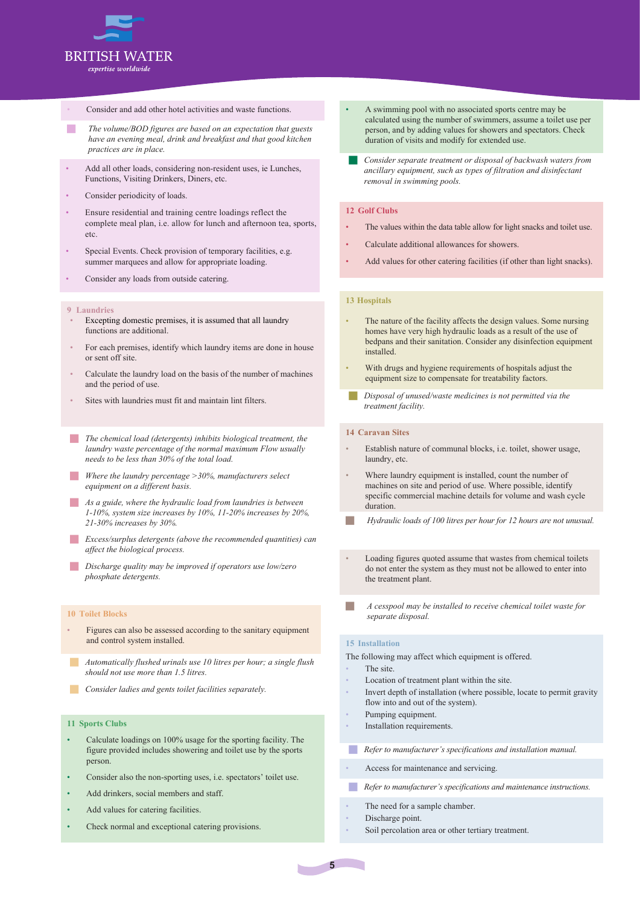- Consider and add other hotel activities and waste functions.

*The volume/BOD figures are based on an expectation that guests have an evening meal, drink and breakfast and that good kitchen practices are in place.*

- Add all other loads, considering non-resident uses, ie Lunches, Functions, Visiting Drinkers, Diners, etc.
- Consider periodicity of loads.
- Ensure residential and training centre loadings reflect the complete meal plan, i.e. allow for lunch and afternoon tea, sports, etc.
- Special Events. Check provision of temporary facilities, e.g. summer marquees and allow for appropriate loading.
- Consider any loads from outside catering.

### 9 Laundries

- Excepting domestic premises, it is assumed that all laundry functions are additional.
- For each premises, identify which laundry items are done in house or sent off site.
- Calculate the laundry load on the basis of the number of machines and the period of use.
- Sites with laundries must fit and maintain lint filters.

*The chemical load (detergents) inhibits biological treatment, the laundry waste percentage of the normal maximum Flow usually needs to be less than 30% of the total load.*

*Where the laundry percentage >30%, manufacturers select equipment on a different basis.*

*As a guide, where the hydraulic load from laundries is between 1-10%, system size increases by 10%, 11-20% increases by 20%, 21-30% increases by 30%.*

*Excess/surplus detergents (above the recommended quantities) can affect the biological process.*

*Discharge quality may be improved if operators use low/zero phosphate detergents.*

### 10 Toilet Blocks

- Figures can also be assessed according to the sanitary equipment and control system installed.

*Automatically flushed urinals use 10 litres per hour; a single flush should not use more than 1.5 litres.*

*Consider ladies and gents toilet facilities separately.*

### 11 Sports Clubs

- Calculate loadings on 100% usage for the sporting facility. The figure provided includes showering and toilet use by the sports person.
- Consider also the non-sporting uses, i.e. spectators' toilet use.
- Add drinkers, social members and staff.
- Add values for catering facilities.
- Check normal and exceptional catering provisions.
- A swimming pool with no associated sports centre may be calculated using the number of swimmers, assume a toilet use per person, and by adding values for showers and spectators. Check duration of visits and modify for extended use.

*Consider separate treatment or disposal of backwash waters from ancillary equipment, such as types of filtration and disinfectant removal in swimming pools.*

### 12 Golf Clubs

- The values within the data table allow for light snacks and toilet use.
- Calculate additional allowances for showers.
- Add values for other catering facilities (if other than light snacks).

### 13 Hospitals

- The nature of the facility affects the design values. Some nursing homes have very high hydraulic loads as a result of the use of bedpans and their sanitation. Consider any disinfection equipment installed.
- With drugs and hygiene requirements of hospitals adjust the equipment size to compensate for treatability factors.

*Disposal of unused/waste medicines is not permitted via the treatment facility.*

### 14 Caravan Sites

- Establish nature of communal blocks, i.e. toilet, shower usage, laundry, etc.
- Where laundry equipment is installed, count the number of machines on site and period of use. Where possible, identify specific commercial machine details for volume and wash cycle duration.

*Hydraulic loads of 100 litres per hour for 12 hours are not unusual.*

- Loading figures quoted assume that wastes from chemical toilets do not enter the system as they must not be allowed to enter into the treatment plant.

*A cesspool may be installed to receive chemical toilet waste for separate disposal.*

### 15 Installation

The following may affect which equipment is offered.

- The site.
- Location of treatment plant within the site.
- Invert depth of installation (where possible, locate to permit gravity flow into and out of the system).
- Pumping equipment.
- Installation requirements.

*Refer to manufacturer's specifications and installation manual.*

- Access for maintenance and servicing.

*Refer to manufacturer's specifications and maintenance instructions.*

- The need for a sample chamber.
- Discharge point.
- Soil percolation area or other tertiary treatment.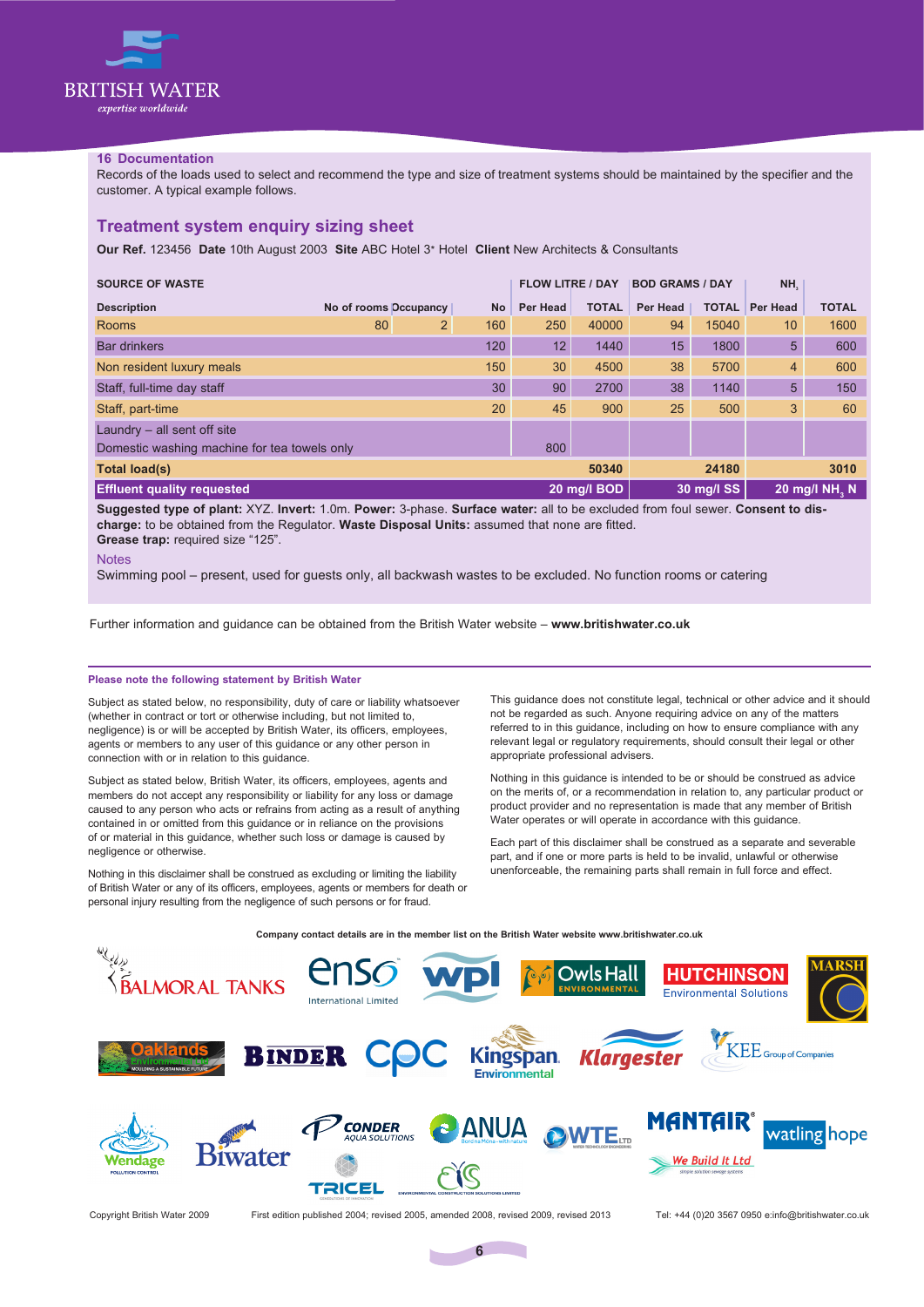## 16 Documentation

Records of the loads used to select and recommend the type and size of treatment systems should be maintained by the specifier and the customer. A typical example follows.

## Treatment system enquiry sizing sheet

**Our Ref.** 123456 **Date** 10th August 2003 **Site** ABC Hotel 3* Hotel **Client** New Architects & Consultants

| SOURCE OF WASTE | | | | FLOW LITRE / DAY | | BOD GRAMS / DAY | | $NH_3$ | |
|---|---|---|---|---|---|---|---|---|---|
| Description | No of rooms | Occupancy | No | Per Head | TOTAL | Per Head | TOTAL | Per Head | TOTAL |
| Rooms | 80 | 2 | 160 | 250 | 40000 | 94 | 15040 | 10 | 1600 |
| Bar drinkers | | | 120 | 12 | 1440 | 15 | 1800 | 5 | 600 |
| Non resident luxury meals | | | 150 | 30 | 4500 | 38 | 5700 | 4 | 600 |
| Staff, full-time day staff | | | 30 | 90 | 2700 | 38 | 1140 | 5 | 150 |
| Staff, part-time | | | 20 | 45 | 900 | 25 | 500 | 3 | 60 |
| Laundry – all sent off site | | | | | | | | | |
| Domestic washing machine for tea towels only | | | | 800 | | | | | |
| **Total load(s)** | | | | | **50340** | | **24180** | | **3010** |
| **Effluent quality requested** | | | | | **20 mg/l BOD** | | **30 mg/l SS** | | **20 mg/l $NH_3$ N** |

**Suggested type of plant:** XYZ. **Invert:** 1.0m. **Power:** 3-phase. **Surface water:** all to be excluded from foul sewer. **Consent to discharge:** to be obtained from the Regulator. **Waste Disposal Units:** assumed that none are fitted.
**Grease trap:** required size "125".

Notes

Swimming pool – present, used for guests only, all backwash wastes to be excluded. No function rooms or catering

Further information and guidance can be obtained from the British Water website – **www.britishwater.co.uk**

**Please note the following statement by British Water**

Subject as stated below, no responsibility, duty of care or liability whatsoever (whether in contract or tort or otherwise including, but not limited to, negligence) is or will be accepted by British Water, its officers, employees, agents or members to any user of this guidance or any other person in connection with or in relation to this guidance.

Subject as stated below, British Water, its officers, employees, agents and members do not accept any responsibility or liability for any loss or damage caused to any person who acts or refrains from acting as a result of anything contained in or omitted from this guidance or in reliance on the provisions of or material in this guidance, whether such loss or damage is caused by negligence or otherwise.

Nothing in this disclaimer shall be construed as excluding or limiting the liability of British Water or any of its officers, employees, agents or members for death or personal injury resulting from the negligence of such persons or for fraud.

This guidance does not constitute legal, technical or other advice and it should not be regarded as such. Anyone requiring advice on any of the matters referred to in this guidance, including on how to ensure compliance with any relevant legal or regulatory requirements, should consult their legal or other appropriate professional advisers.

Nothing in this guidance is intended to be or should be construed as advice on the merits of, or a recommendation in relation to, any particular product or product provider and no representation is made that any member of British Water operates or will operate in accordance with this guidance.

Each part of this disclaimer shall be construed as a separate and severable part, and if one or more parts is held to be invalid, unlawful or otherwise unenforceable, the remaining parts shall remain in full force and effect.

**Company contact details are in the member list on the British Water website www.britishwater.co.uk**

Copyright British Water 2009 First edition published 2004; revised 2005, amended 2008, revised 2009, revised 2013 Tel: +44 (0)20 3567 0950 e:info@britishwater.co.uk